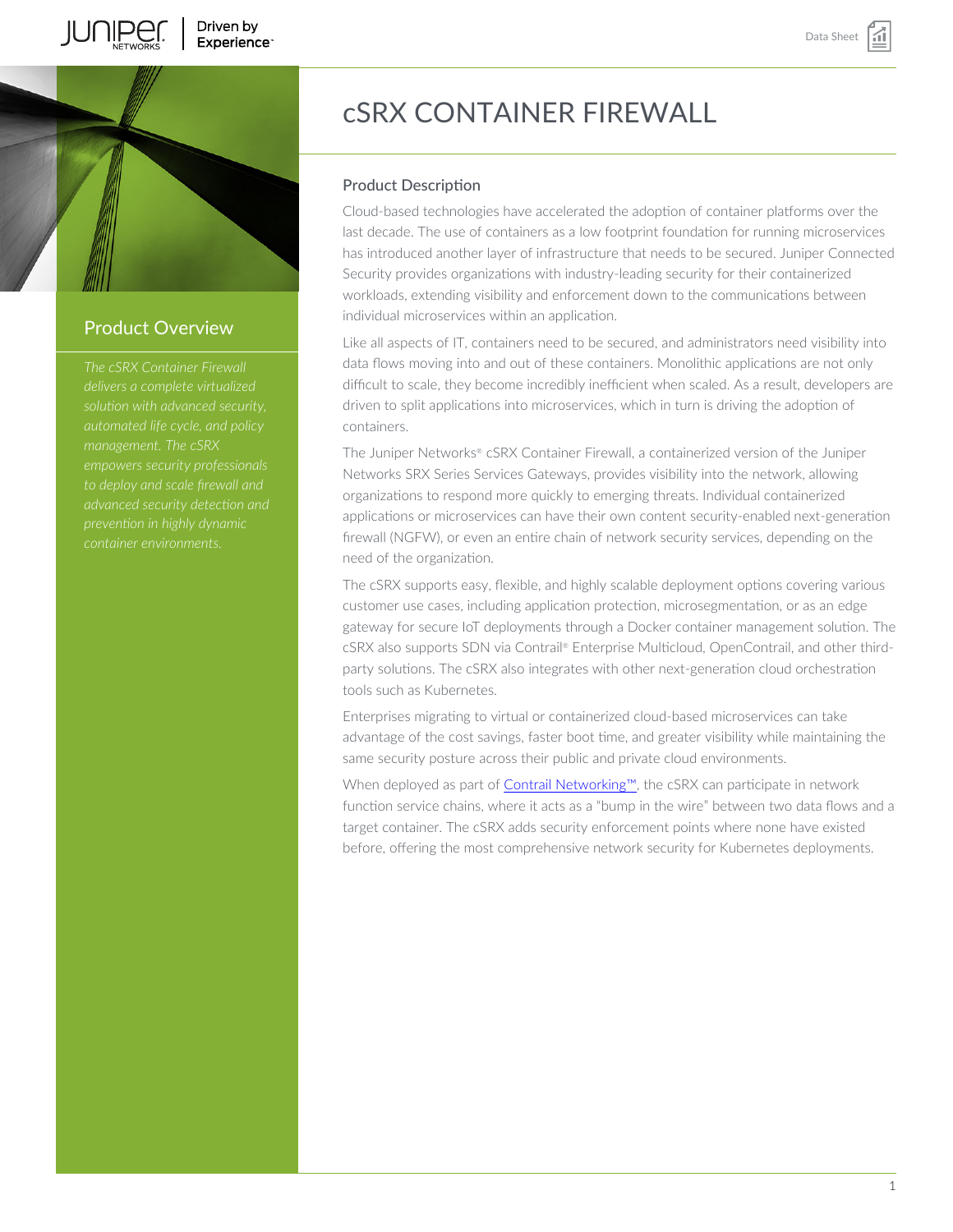# cSRX CONTAINER FIREWALL

## Product Overview

*The cSRX Container Firewall delivers a complete virtualized solution with advanced security, automated life cycle, and policy management. The cSRX empowers security professionals to deploy and scale firewall and advanced security detection and prevention in highly dynamic container environments.*

## Product Description

Cloud-based technologies have accelerated the adoption of container platforms over the last decade. The use of containers as a low footprint foundation for running microservices has introduced another layer of infrastructure that needs to be secured. Juniper Connected Security provides organizations with industry-leading security for their containerized workloads, extending visibility and enforcement down to the communications between individual microservices within an application.

Like all aspects of IT, containers need to be secured, and administrators need visibility into data flows moving into and out of these containers. Monolithic applications are not only difficult to scale, they become incredibly inefficient when scaled. As a result, developers are driven to split applications into microservices, which in turn is driving the adoption of containers.

The Juniper Networks® cSRX Container Firewall, a containerized version of the Juniper Networks SRX Series Services Gateways, provides visibility into the network, allowing organizations to respond more quickly to emerging threats. Individual containerized applications or microservices can have their own content security-enabled next-generation firewall (NGFW), or even an entire chain of network security services, depending on the need of the organization.

The cSRX supports easy, flexible, and highly scalable deployment options covering various customer use cases, including application protection, microsegmentation, or as an edge gateway for secure IoT deployments through a Docker container management solution. The cSRX also supports SDN via Contrail® Enterprise Multicloud, OpenContrail, and other third-party solutions. The cSRX also integrates with other next-generation cloud orchestration tools such as Kubernetes.

Enterprises migrating to virtual or containerized cloud-based microservices can take advantage of the cost savings, faster boot time, and greater visibility while maintaining the same security posture across their public and private cloud environments.

When deployed as part of Contrail Networking™, the cSRX can participate in network function service chains, where it acts as a "bump in the wire" between two data flows and a target container. The cSRX adds security enforcement points where none have existed before, offering the most comprehensive network security for Kubernetes deployments.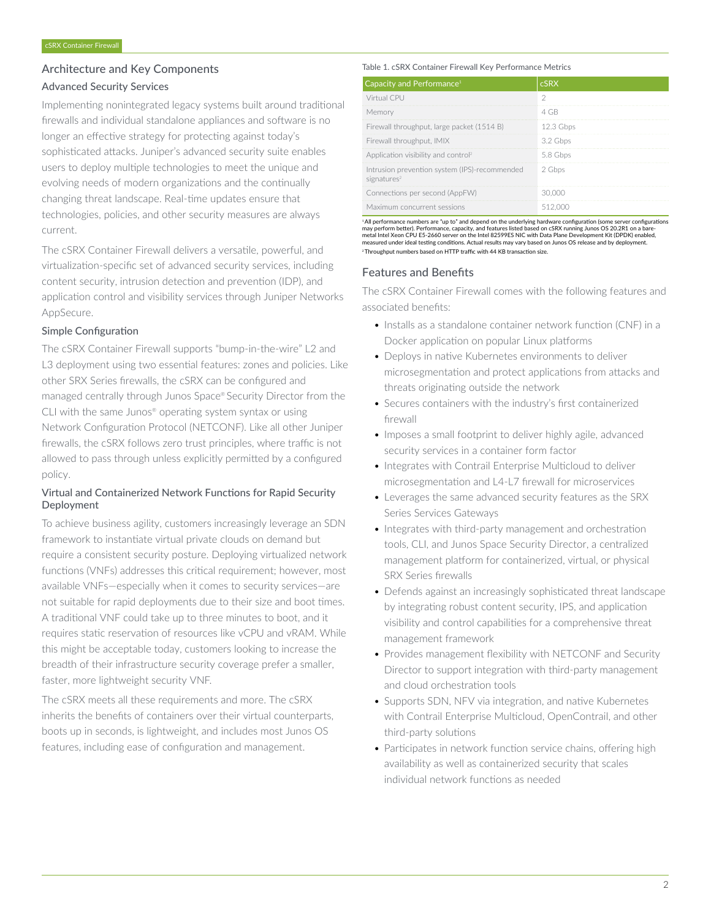## Architecture and Key Components

### Advanced Security Services

Implementing nonintegrated legacy systems built around traditional firewalls and individual standalone appliances and software is no longer an effective strategy for protecting against today's sophisticated attacks. Juniper's advanced security suite enables users to deploy multiple technologies to meet the unique and evolving needs of modern organizations and the continually changing threat landscape. Real-time updates ensure that technologies, policies, and other security measures are always current.

The cSRX Container Firewall delivers a versatile, powerful, and virtualization-specific set of advanced security services, including content security, intrusion detection and prevention (IDP), and application control and visibility services through Juniper Networks AppSecure.

### Simple Configuration

The cSRX Container Firewall supports "bump-in-the-wire" L2 and L3 deployment using two essential features: zones and policies. Like other SRX Series firewalls, the cSRX can be configured and managed centrally through Junos Space® Security Director from the CLI with the same Junos® operating system syntax or using Network Configuration Protocol (NETCONF). Like all other Juniper firewalls, the cSRX follows zero trust principles, where traffic is not allowed to pass through unless explicitly permitted by a configured policy.

### Virtual and Containerized Network Functions for Rapid Security Deployment

To achieve business agility, customers increasingly leverage an SDN framework to instantiate virtual private clouds on demand but require a consistent security posture. Deploying virtualized network functions (VNFs) addresses this critical requirement; however, most available VNFs—especially when it comes to security services—are not suitable for rapid deployments due to their size and boot times. A traditional VNF could take up to three minutes to boot, and it requires static reservation of resources like vCPU and vRAM. While this might be acceptable today, customers looking to increase the breadth of their infrastructure security coverage prefer a smaller, faster, more lightweight security VNF.

The cSRX meets all these requirements and more. The cSRX inherits the benefits of containers over their virtual counterparts, boots up in seconds, is lightweight, and includes most Junos OS features, including ease of configuration and management.

Table 1. cSRX Container Firewall Key Performance Metrics

| Capacity and Performance[1] | cSRX |
|---|---|
| Virtual CPU | 2 |
| Memory | 4 GB |
| Firewall throughput, large packet (1514 B) | 12.3 Gbps |
| Firewall throughput, IMIX | 3.2 Gbps |
| Application visibility and control[2] | 5.8 Gbps |
| Intrusion prevention system (IPS)-recommended signatures[2] | 2 Gbps |
| Connections per second (AppFW) | 30,000 |
| Maximum concurrent sessions | 512,000 |

[1] All performance numbers are "up to" and depend on the underlying hardware configuration (some server configurations may perform better). Performance, capacity, and features listed based on cSRX running Junos OS 20.2R1 on a bare-metal Intel Xeon CPU E5-2660 server on the Intel 82599ES NIC with Data Plane Development Kit (DPDK) enabled, measured under ideal testing conditions. Actual results may vary based on Junos OS release and by deployment.

[2] Throughput numbers based on HTTP traffic with 44 KB transaction size.

## Features and Benefits

The cSRX Container Firewall comes with the following features and associated benefits:

- Installs as a standalone container network function (CNF) in a Docker application on popular Linux platforms
- Deploys in native Kubernetes environments to deliver microsegmentation and protect applications from attacks and threats originating outside the network
- Secures containers with the industry's first containerized firewall
- Imposes a small footprint to deliver highly agile, advanced security services in a container form factor
- Integrates with Contrail Enterprise Multicloud to deliver microsegmentation and L4-L7 firewall for microservices
- Leverages the same advanced security features as the SRX Series Services Gateways
- Integrates with third-party management and orchestration tools, CLI, and Junos Space Security Director, a centralized management platform for containerized, virtual, or physical SRX Series firewalls
- Defends against an increasingly sophisticated threat landscape by integrating robust content security, IPS, and application visibility and control capabilities for a comprehensive threat management framework
- Provides management flexibility with NETCONF and Security Director to support integration with third-party management and cloud orchestration tools
- Supports SDN, NFV via integration, and native Kubernetes with Contrail Enterprise Multicloud, OpenContrail, and other third-party solutions
- Participates in network function service chains, offering high availability as well as containerized security that scales individual network functions as needed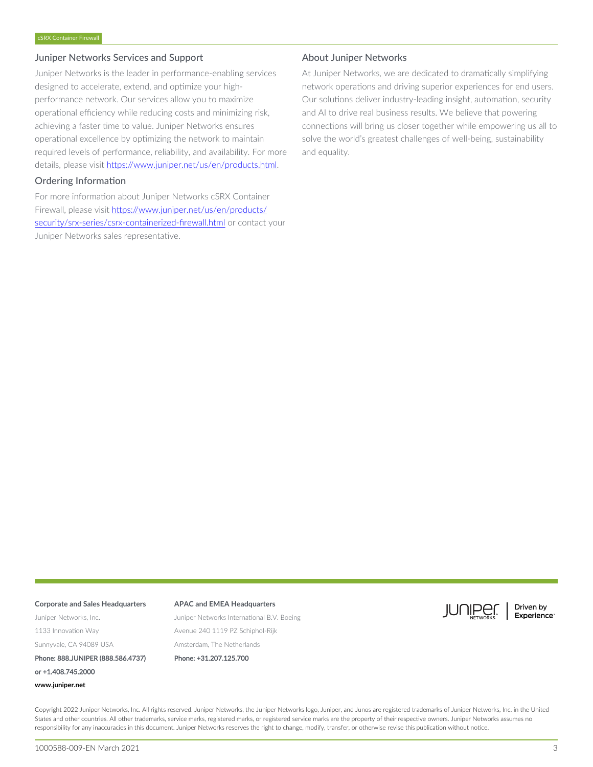## Juniper Networks Services and Support

Juniper Networks is the leader in performance-enabling services designed to accelerate, extend, and optimize your high-performance network. Our services allow you to maximize operational efficiency while reducing costs and minimizing risk, achieving a faster time to value. Juniper Networks ensures operational excellence by optimizing the network to maintain required levels of performance, reliability, and availability. For more details, please visit [https://www.juniper.net/us/en/products.html](https://www.juniper.net/us/en/products.html).

## Ordering Information

For more information about Juniper Networks cSRX Container Firewall, please visit [https://www.juniper.net/us/en/products/security/srx-series/csrx-containerized-firewall.html](https://www.juniper.net/us/en/products/security/srx-series/csrx-containerized-firewall.html) or contact your Juniper Networks sales representative.

## About Juniper Networks

At Juniper Networks, we are dedicated to dramatically simplifying network operations and driving superior experiences for end users. Our solutions deliver industry-leading insight, automation, security and AI to drive real business results. We believe that powering connections will bring us closer together while empowering us all to solve the world's greatest challenges of well-being, sustainability and equality.

**Corporate and Sales Headquarters**

Juniper Networks, Inc.
1133 Innovation Way
Sunnyvale, CA 94089 USA
**Phone: 888.JUNIPER (888.586.4737)**
**or +1.408.745.2000**
**www.juniper.net**

**APAC and EMEA Headquarters**

Juniper Networks International B.V. Boeing
Avenue 240 1119 PZ Schiphol-Rijk
Amsterdam, The Netherlands
**Phone: +31.207.125.700**

Driven by Experience

Copyright 2022 Juniper Networks, Inc. All rights reserved. Juniper Networks, the Juniper Networks logo, Juniper, and Junos are registered trademarks of Juniper Networks, Inc. in the United States and other countries. All other trademarks, service marks, registered marks, or registered service marks are the property of their respective owners. Juniper Networks assumes no responsibility for any inaccuracies in this document. Juniper Networks reserves the right to change, modify, transfer, or otherwise revise this publication without notice.

1000588-009-EN March 2021